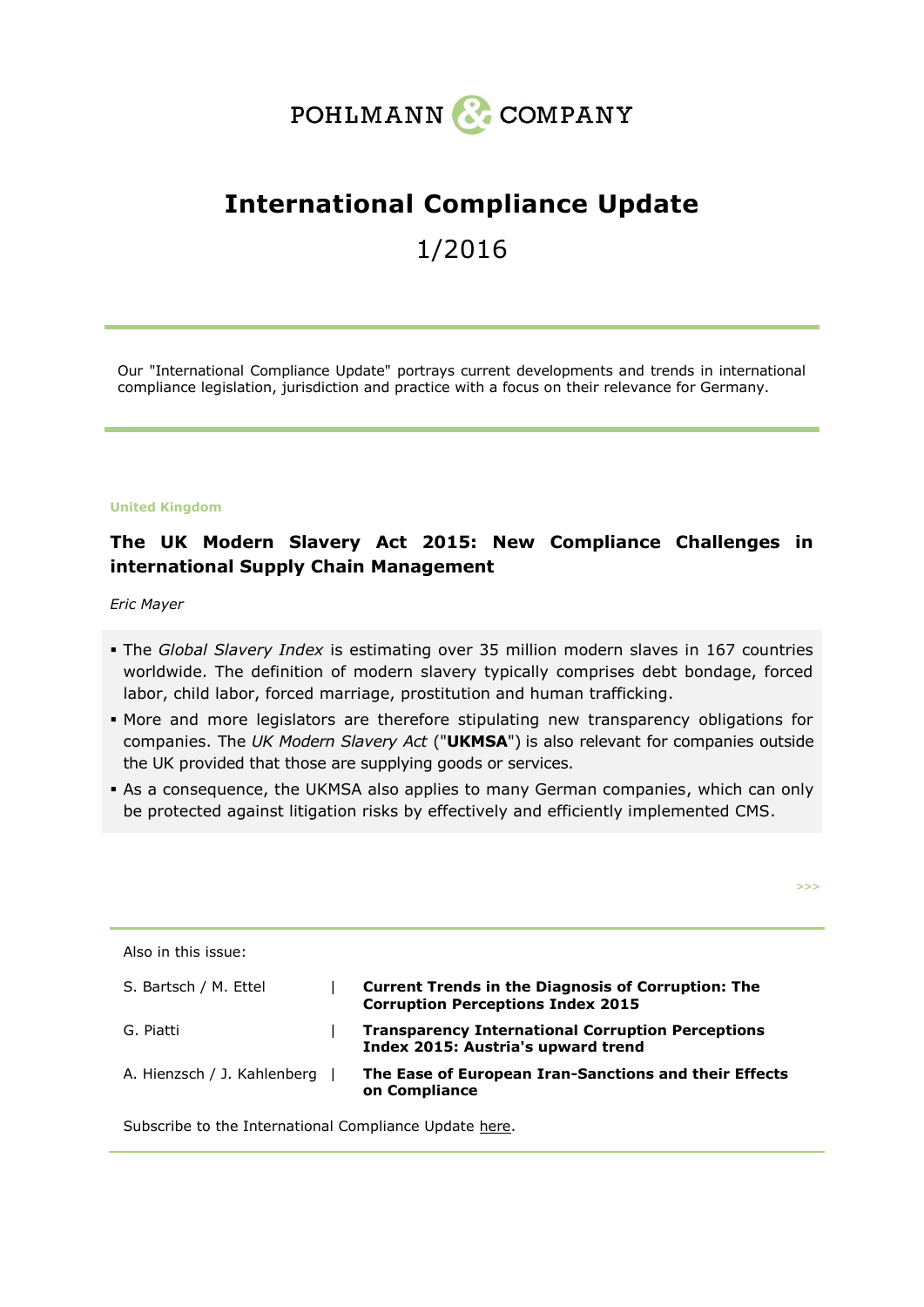POHLMANN & COMPANY

# International Compliance Update

1/2016

Our "International Compliance Update" portrays current developments and trends in international compliance legislation, jurisdiction and practice with a focus on their relevance for Germany.

United Kingdom

## The UK Modern Slavery Act 2015: New Compliance Challenges in international Supply Chain Management

*Eric Mayer*

- The *Global Slavery Index* is estimating over 35 million modern slaves in 167 countries worldwide. The definition of modern slavery typically comprises debt bondage, forced labor, child labor, forced marriage, prostitution and human trafficking.
- More and more legislators are therefore stipulating new transparency obligations for companies. The *UK Modern Slavery Act* ("**UKMSA**") is also relevant for companies outside the UK provided that those are supplying goods or services.
- As a consequence, the UKMSA also applies to many German companies, which can only be protected against litigation risks by effectively and efficiently implemented CMS.

>>>

Also in this issue:

| | | |
|---|---|---|
| S. Bartsch / M. Ettel | \| | **Current Trends in the Diagnosis of Corruption: The Corruption Perceptions Index 2015** |
| G. Piatti | \| | **Transparency International Corruption Perceptions Index 2015: Austria's upward trend** |
| A. Hienzsch / J. Kahlenberg | \| | **The Ease of European Iran-Sanctions and their Effects on Compliance** |

Subscribe to the International Compliance Update here.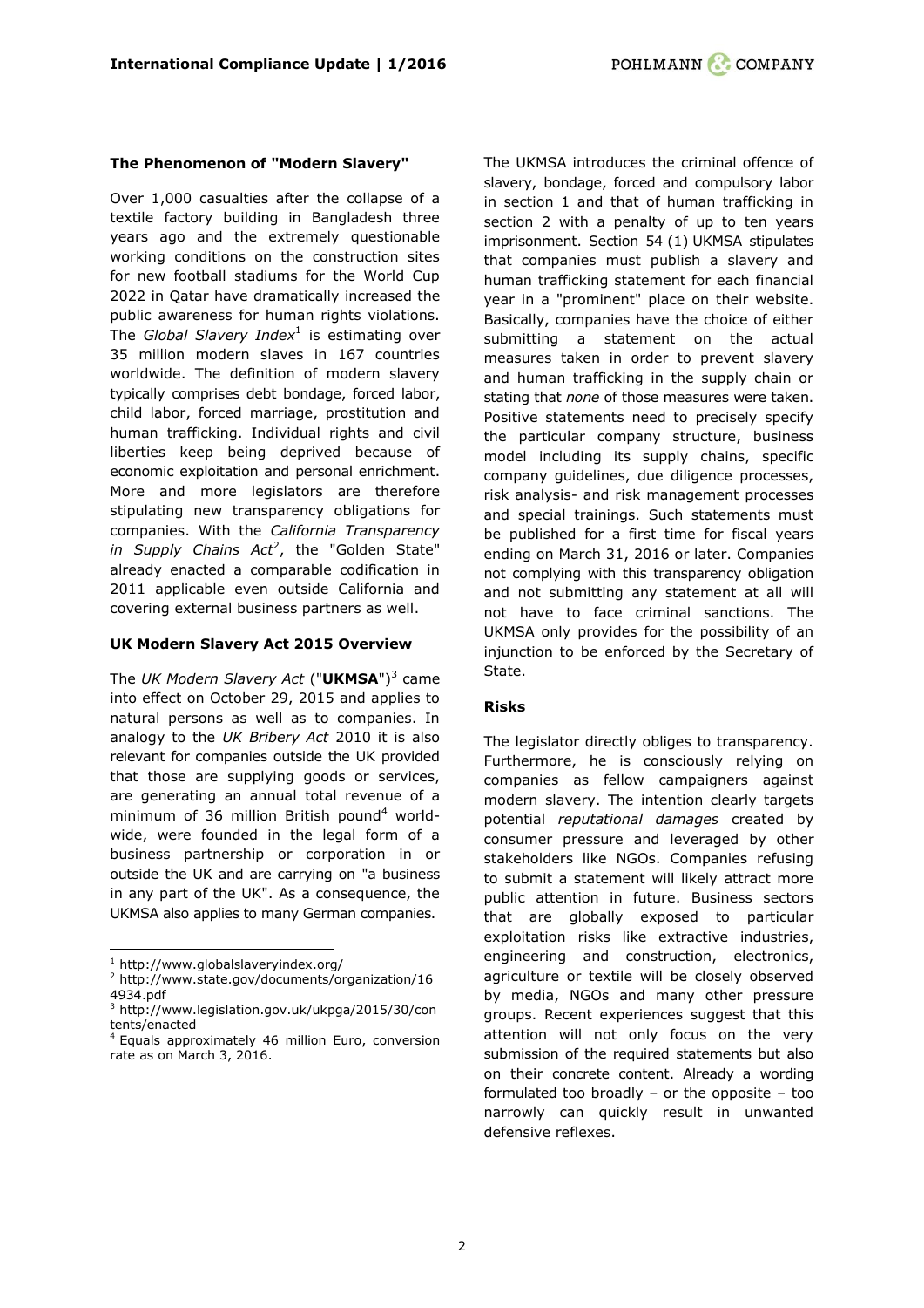### The Phenomenon of "Modern Slavery"

Over 1,000 casualties after the collapse of a textile factory building in Bangladesh three years ago and the extremely questionable working conditions on the construction sites for new football stadiums for the World Cup 2022 in Qatar have dramatically increased the public awareness for human rights violations. The *Global Slavery Index*[1] is estimating over 35 million modern slaves in 167 countries worldwide. The definition of modern slavery typically comprises debt bondage, forced labor, child labor, forced marriage, prostitution and human trafficking. Individual rights and civil liberties keep being deprived because of economic exploitation and personal enrichment. More and more legislators are therefore stipulating new transparency obligations for companies. With the *California Transparency in Supply Chains Act*[2], the "Golden State" already enacted a comparable codification in 2011 applicable even outside California and covering external business partners as well.

### UK Modern Slavery Act 2015 Overview

The *UK Modern Slavery Act* ("**UKMSA**")[3] came into effect on October 29, 2015 and applies to natural persons as well as to companies. In analogy to the *UK Bribery Act* 2010 it is also relevant for companies outside the UK provided that those are supplying goods or services, are generating an annual total revenue of a minimum of 36 million British pound[4] worldwide, were founded in the legal form of a business partnership or corporation in or outside the UK and are carrying on "a business in any part of the UK". As a consequence, the UKMSA also applies to many German companies.

The UKMSA introduces the criminal offence of slavery, bondage, forced and compulsory labor in section 1 and that of human trafficking in section 2 with a penalty of up to ten years imprisonment. Section 54 (1) UKMSA stipulates that companies must publish a slavery and human trafficking statement for each financial year in a "prominent" place on their website. Basically, companies have the choice of either submitting a statement on the actual measures taken in order to prevent slavery and human trafficking in the supply chain or stating that *none* of those measures were taken. Positive statements need to precisely specify the particular company structure, business model including its supply chains, specific company guidelines, due diligence processes, risk analysis- and risk management processes and special trainings. Such statements must be published for a first time for fiscal years ending on March 31, 2016 or later. Companies not complying with this transparency obligation and not submitting any statement at all will not have to face criminal sanctions. The UKMSA only provides for the possibility of an injunction to be enforced by the Secretary of State.

### Risks

The legislator directly obliges to transparency. Furthermore, he is consciously relying on companies as fellow campaigners against modern slavery. The intention clearly targets potential *reputational damages* created by consumer pressure and leveraged by other stakeholders like NGOs. Companies refusing to submit a statement will likely attract more public attention in future. Business sectors that are globally exposed to particular exploitation risks like extractive industries, engineering and construction, electronics, agriculture or textile will be closely observed by media, NGOs and many other pressure groups. Recent experiences suggest that this attention will not only focus on the very submission of the required statements but also on their concrete content. Already a wording formulated too broadly – or the opposite – too narrowly can quickly result in unwanted defensive reflexes.

---

[1] http://www.globalslaveryindex.org/

[2] http://www.state.gov/documents/organization/164934.pdf

[3] http://www.legislation.gov.uk/ukpga/2015/30/contents/enacted

[4] Equals approximately 46 million Euro, conversion rate as on March 3, 2016.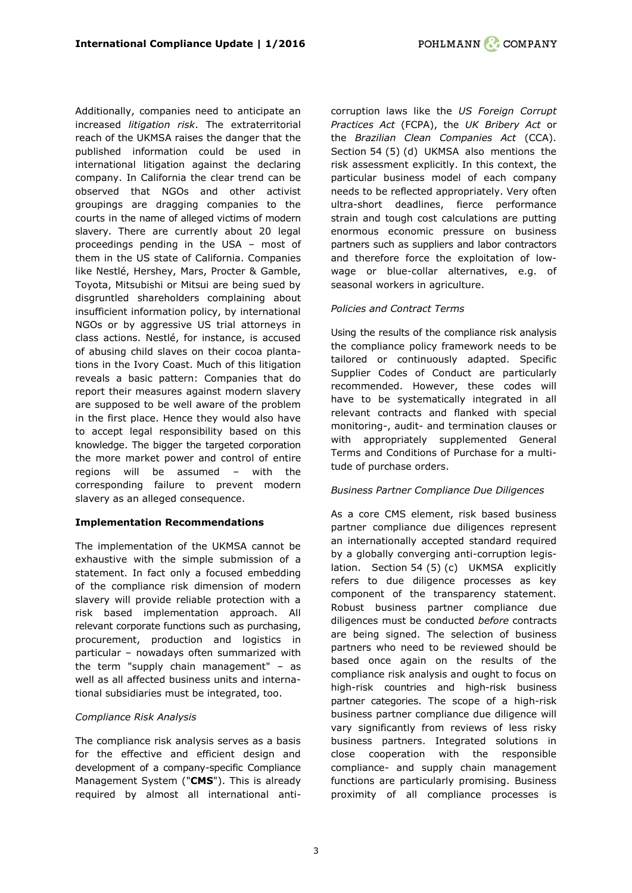Additionally, companies need to anticipate an increased *litigation risk*. The extraterritorial reach of the UKMSA raises the danger that the published information could be used in international litigation against the declaring company. In California the clear trend can be observed that NGOs and other activist groupings are dragging companies to the courts in the name of alleged victims of modern slavery. There are currently about 20 legal proceedings pending in the USA – most of them in the US state of California. Companies like Nestlé, Hershey, Mars, Procter & Gamble, Toyota, Mitsubishi or Mitsui are being sued by disgruntled shareholders complaining about insufficient information policy, by international NGOs or by aggressive US trial attorneys in class actions. Nestlé, for instance, is accused of abusing child slaves on their cocoa plantations in the Ivory Coast. Much of this litigation reveals a basic pattern: Companies that do report their measures against modern slavery are supposed to be well aware of the problem in the first place. Hence they would also have to accept legal responsibility based on this knowledge. The bigger the targeted corporation the more market power and control of entire regions will be assumed – with the corresponding failure to prevent modern slavery as an alleged consequence.

**Implementation Recommendations**

The implementation of the UKMSA cannot be exhaustive with the simple submission of a statement. In fact only a focused embedding of the compliance risk dimension of modern slavery will provide reliable protection with a risk based implementation approach. All relevant corporate functions such as purchasing, procurement, production and logistics in particular – nowadays often summarized with the term "supply chain management" – as well as all affected business units and international subsidiaries must be integrated, too.

*Compliance Risk Analysis*

The compliance risk analysis serves as a basis for the effective and efficient design and development of a company-specific Compliance Management System ("**CMS**"). This is already required by almost all international anti-corruption laws like the *US Foreign Corrupt Practices Act* (FCPA), the *UK Bribery Act* or the *Brazilian Clean Companies Act* (CCA). Section 54 (5) (d) UKMSA also mentions the risk assessment explicitly. In this context, the particular business model of each company needs to be reflected appropriately. Very often ultra-short deadlines, fierce performance strain and tough cost calculations are putting enormous economic pressure on business partners such as suppliers and labor contractors and therefore force the exploitation of low-wage or blue-collar alternatives, e.g. of seasonal workers in agriculture.

*Policies and Contract Terms*

Using the results of the compliance risk analysis the compliance policy framework needs to be tailored or continuously adapted. Specific Supplier Codes of Conduct are particularly recommended. However, these codes will have to be systematically integrated in all relevant contracts and flanked with special monitoring-, audit- and termination clauses or with appropriately supplemented General Terms and Conditions of Purchase for a multitude of purchase orders.

*Business Partner Compliance Due Diligences*

As a core CMS element, risk based business partner compliance due diligences represent an internationally accepted standard required by a globally converging anti-corruption legislation. Section 54 (5) (c) UKMSA explicitly refers to due diligence processes as key component of the transparency statement. Robust business partner compliance due diligences must be conducted *before* contracts are being signed. The selection of business partners who need to be reviewed should be based once again on the results of the compliance risk analysis and ought to focus on high-risk countries and high-risk business partner categories. The scope of a high-risk business partner compliance due diligence will vary significantly from reviews of less risky business partners. Integrated solutions in close cooperation with the responsible compliance- and supply chain management functions are particularly promising. Business proximity of all compliance processes is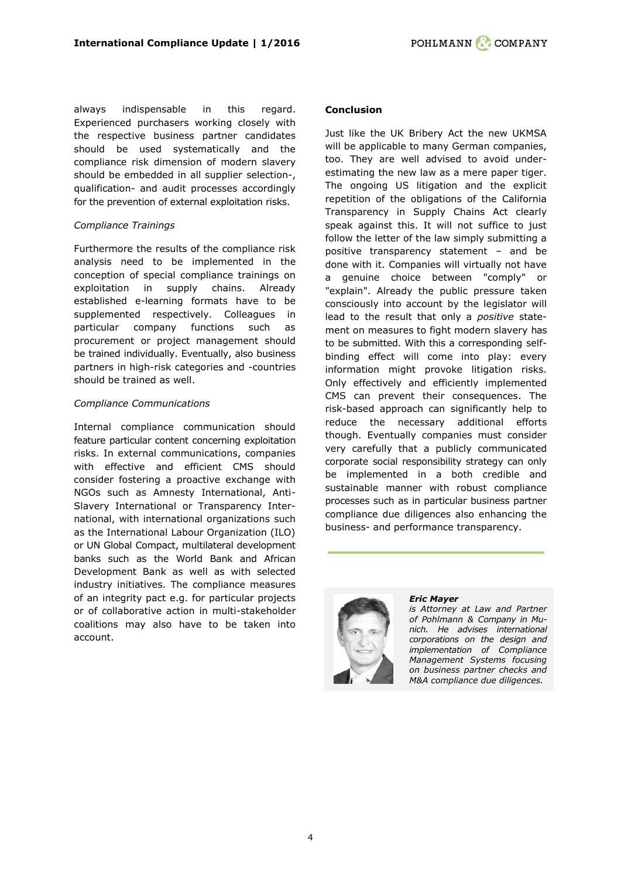always indispensable in this regard. Experienced purchasers working closely with the respective business partner candidates should be used systematically and the compliance risk dimension of modern slavery should be embedded in all supplier selection-, qualification- and audit processes accordingly for the prevention of external exploitation risks.

*Compliance Trainings*

Furthermore the results of the compliance risk analysis need to be implemented in the conception of special compliance trainings on exploitation in supply chains. Already established e-learning formats have to be supplemented respectively. Colleagues in particular company functions such as procurement or project management should be trained individually. Eventually, also business partners in high-risk categories and -countries should be trained as well.

*Compliance Communications*

Internal compliance communication should feature particular content concerning exploitation risks. In external communications, companies with effective and efficient CMS should consider fostering a proactive exchange with NGOs such as Amnesty International, Anti-Slavery International or Transparency International, with international organizations such as the International Labour Organization (ILO) or UN Global Compact, multilateral development banks such as the World Bank and African Development Bank as well as with selected industry initiatives. The compliance measures of an integrity pact e.g. for particular projects or of collaborative action in multi-stakeholder coalitions may also have to be taken into account.

**Conclusion**

Just like the UK Bribery Act the new UKMSA will be applicable to many German companies, too. They are well advised to avoid underestimating the new law as a mere paper tiger. The ongoing US litigation and the explicit repetition of the obligations of the California Transparency in Supply Chains Act clearly speak against this. It will not suffice to just follow the letter of the law simply submitting a positive transparency statement – and be done with it. Companies will virtually not have a genuine choice between "comply" or "explain". Already the public pressure taken consciously into account by the legislator will lead to the result that only a *positive* statement on measures to fight modern slavery has to be submitted. With this a corresponding self-binding effect will come into play: every information might provoke litigation risks. Only effectively and efficiently implemented CMS can prevent their consequences. The risk-based approach can significantly help to reduce the necessary additional efforts though. Eventually companies must consider very carefully that a publicly communicated corporate social responsibility strategy can only be implemented in a both credible and sustainable manner with robust compliance processes such as in particular business partner compliance due diligences also enhancing the business- and performance transparency.

***Eric Mayer***
*is Attorney at Law and Partner of Pohlmann & Company in Munich. He advises international corporations on the design and implementation of Compliance Management Systems focusing on business partner checks and M&A compliance due diligences.*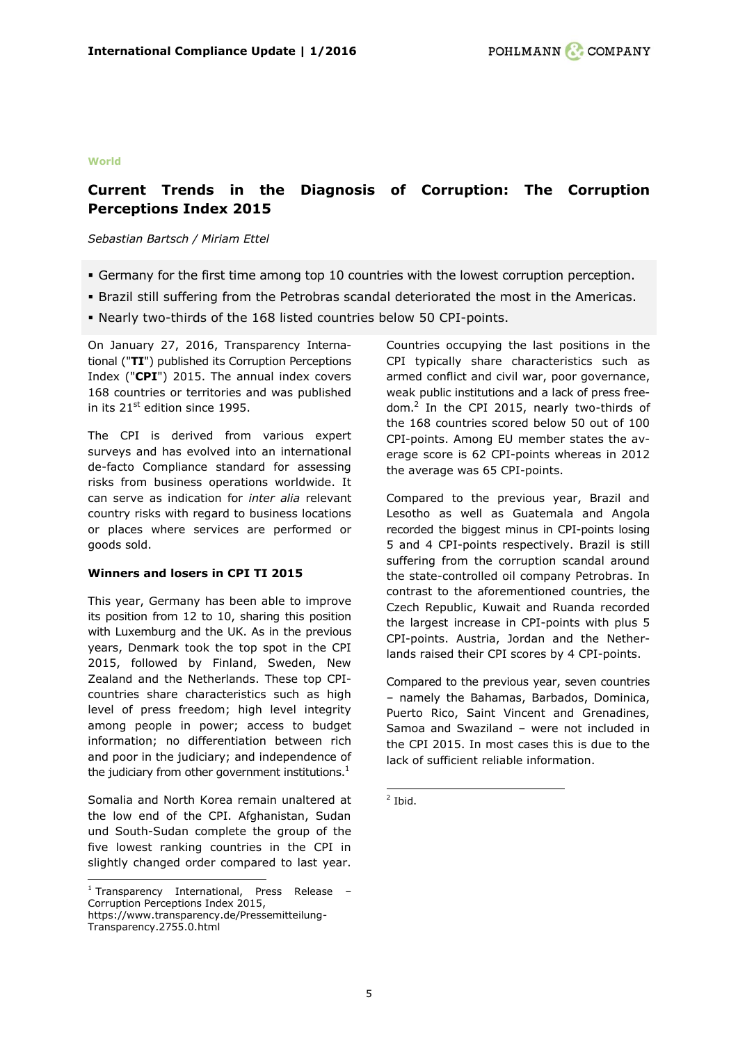World

## Current Trends in the Diagnosis of Corruption: The Corruption Perceptions Index 2015

*Sebastian Bartsch / Miriam Ettel*

- Germany for the first time among top 10 countries with the lowest corruption perception.
- Brazil still suffering from the Petrobras scandal deteriorated the most in the Americas.
- Nearly two-thirds of the 168 listed countries below 50 CPI-points.

On January 27, 2016, Transparency International ("**TI**") published its Corruption Perceptions Index ("**CPI**") 2015. The annual index covers 168 countries or territories and was published in its 21st edition since 1995.

The CPI is derived from various expert surveys and has evolved into an international de-facto Compliance standard for assessing risks from business operations worldwide. It can serve as indication for *inter alia* relevant country risks with regard to business locations or places where services are performed or goods sold.

**Winners and losers in CPI TI 2015**

This year, Germany has been able to improve its position from 12 to 10, sharing this position with Luxemburg and the UK. As in the previous years, Denmark took the top spot in the CPI 2015, followed by Finland, Sweden, New Zealand and the Netherlands. These top CPI-countries share characteristics such as high level of press freedom; high level integrity among people in power; access to budget information; no differentiation between rich and poor in the judiciary; and independence of the judiciary from other government institutions.[1]

Somalia and North Korea remain unaltered at the low end of the CPI. Afghanistan, Sudan und South-Sudan complete the group of the five lowest ranking countries in the CPI in slightly changed order compared to last year.

Countries occupying the last positions in the CPI typically share characteristics such as armed conflict and civil war, poor governance, weak public institutions and a lack of press freedom.[2] In the CPI 2015, nearly two-thirds of the 168 countries scored below 50 out of 100 CPI-points. Among EU member states the average score is 62 CPI-points whereas in 2012 the average was 65 CPI-points.

Compared to the previous year, Brazil and Lesotho as well as Guatemala and Angola recorded the biggest minus in CPI-points losing 5 and 4 CPI-points respectively. Brazil is still suffering from the corruption scandal around the state-controlled oil company Petrobras. In contrast to the aforementioned countries, the Czech Republic, Kuwait and Ruanda recorded the largest increase in CPI-points with plus 5 CPI-points. Austria, Jordan and the Netherlands raised their CPI scores by 4 CPI-points.

Compared to the previous year, seven countries – namely the Bahamas, Barbados, Dominica, Puerto Rico, Saint Vincent and Grenadines, Samoa and Swaziland – were not included in the CPI 2015. In most cases this is due to the lack of sufficient reliable information.

---

[1] Transparency International, Press Release – Corruption Perceptions Index 2015, https://www.transparency.de/Pressemitteilung-Transparency.2755.0.html

[2] Ibid.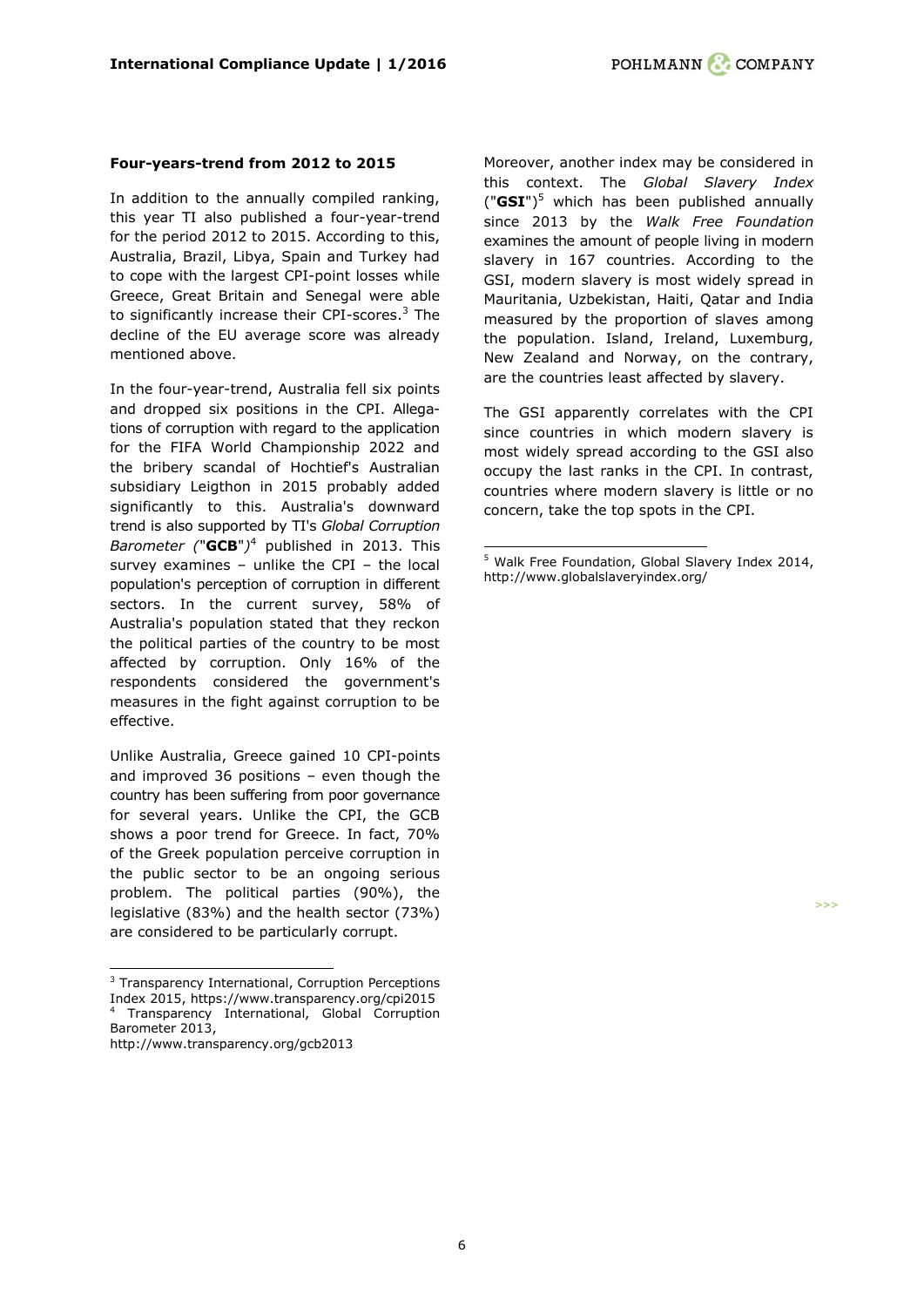### Four-years-trend from 2012 to 2015

In addition to the annually compiled ranking, this year TI also published a four-year-trend for the period 2012 to 2015. According to this, Australia, Brazil, Libya, Spain and Turkey had to cope with the largest CPI-point losses while Greece, Great Britain and Senegal were able to significantly increase their CPI-scores.[3] The decline of the EU average score was already mentioned above.

In the four-year-trend, Australia fell six points and dropped six positions in the CPI. Allegations of corruption with regard to the application for the FIFA World Championship 2022 and the bribery scandal of Hochtief's Australian subsidiary Leigthon in 2015 probably added significantly to this. Australia's downward trend is also supported by TI's *Global Corruption Barometer ("**GCB**")*[4] published in 2013. This survey examines – unlike the CPI – the local population's perception of corruption in different sectors. In the current survey, 58% of Australia's population stated that they reckon the political parties of the country to be most affected by corruption. Only 16% of the respondents considered the government's measures in the fight against corruption to be effective.

Unlike Australia, Greece gained 10 CPI-points and improved 36 positions – even though the country has been suffering from poor governance for several years. Unlike the CPI, the GCB shows a poor trend for Greece. In fact, 70% of the Greek population perceive corruption in the public sector to be an ongoing serious problem. The political parties (90%), the legislative (83%) and the health sector (73%) are considered to be particularly corrupt.

Moreover, another index may be considered in this context. The *Global Slavery Index* ("**GSI**")[5] which has been published annually since 2013 by the *Walk Free Foundation* examines the amount of people living in modern slavery in 167 countries. According to the GSI, modern slavery is most widely spread in Mauritania, Uzbekistan, Haiti, Qatar and India measured by the proportion of slaves among the population. Island, Ireland, Luxemburg, New Zealand and Norway, on the contrary, are the countries least affected by slavery.

The GSI apparently correlates with the CPI since countries in which modern slavery is most widely spread according to the GSI also occupy the last ranks in the CPI. In contrast, countries where modern slavery is little or no concern, take the top spots in the CPI.

---

[3] Transparency International, Corruption Perceptions Index 2015, https://www.transparency.org/cpi2015

[4] Transparency International, Global Corruption Barometer 2013, http://www.transparency.org/gcb2013

[5] Walk Free Foundation, Global Slavery Index 2014, http://www.globalslaveryindex.org/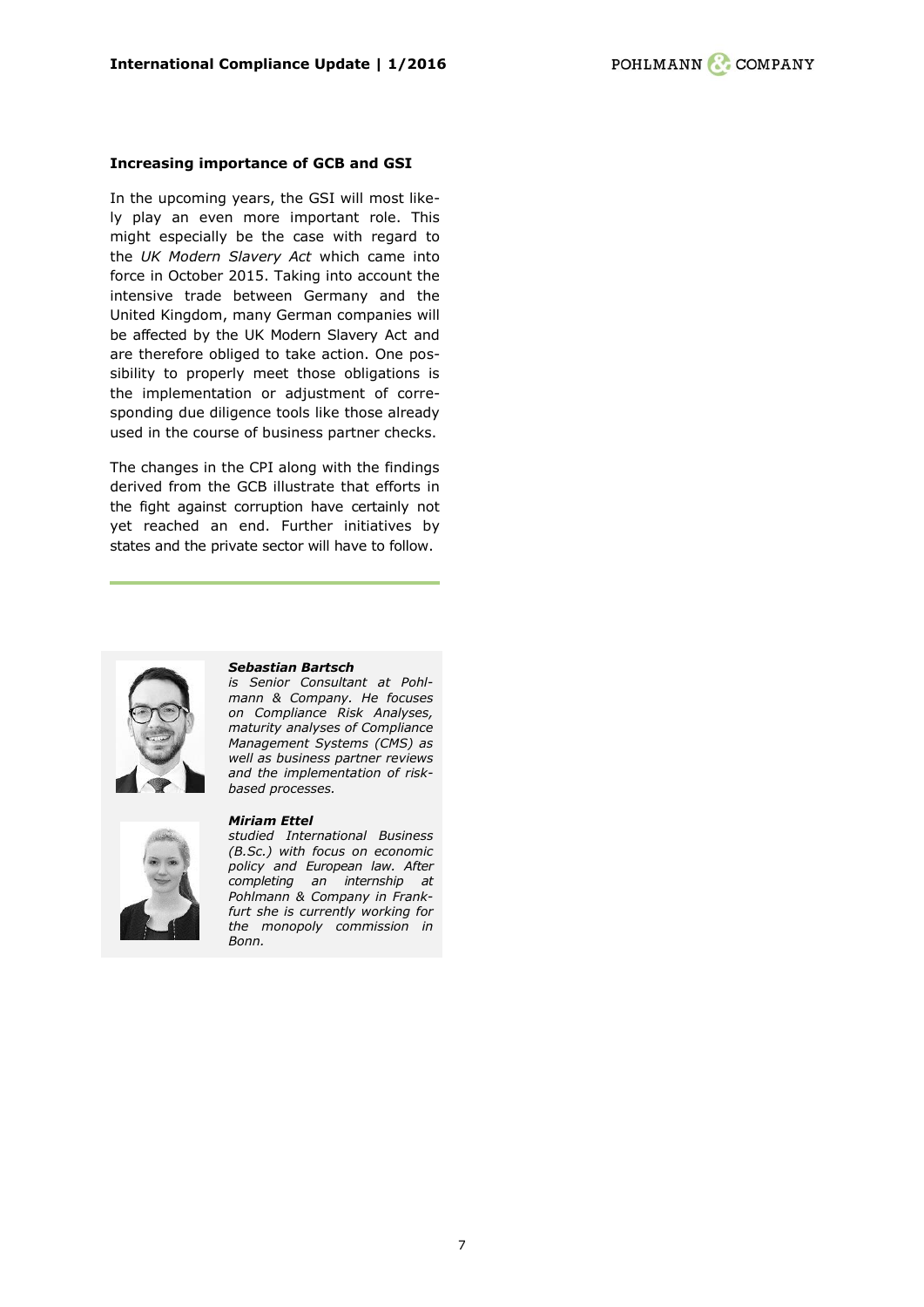### Increasing importance of GCB and GSI

In the upcoming years, the GSI will most likely play an even more important role. This might especially be the case with regard to the *UK Modern Slavery Act* which came into force in October 2015. Taking into account the intensive trade between Germany and the United Kingdom, many German companies will be affected by the UK Modern Slavery Act and are therefore obliged to take action. One possibility to properly meet those obligations is the implementation or adjustment of corresponding due diligence tools like those already used in the course of business partner checks.

The changes in the CPI along with the findings derived from the GCB illustrate that efforts in the fight against corruption have certainly not yet reached an end. Further initiatives by states and the private sector will have to follow.

---

***Sebastian Bartsch***
*is Senior Consultant at Pohlmann & Company. He focuses on Compliance Risk Analyses, maturity analyses of Compliance Management Systems (CMS) as well as business partner reviews and the implementation of risk-based processes.*

***Miriam Ettel***
*studied International Business (B.Sc.) with focus on economic policy and European law. After completing an internship at Pohlmann & Company in Frankfurt she is currently working for the monopoly commission in Bonn.*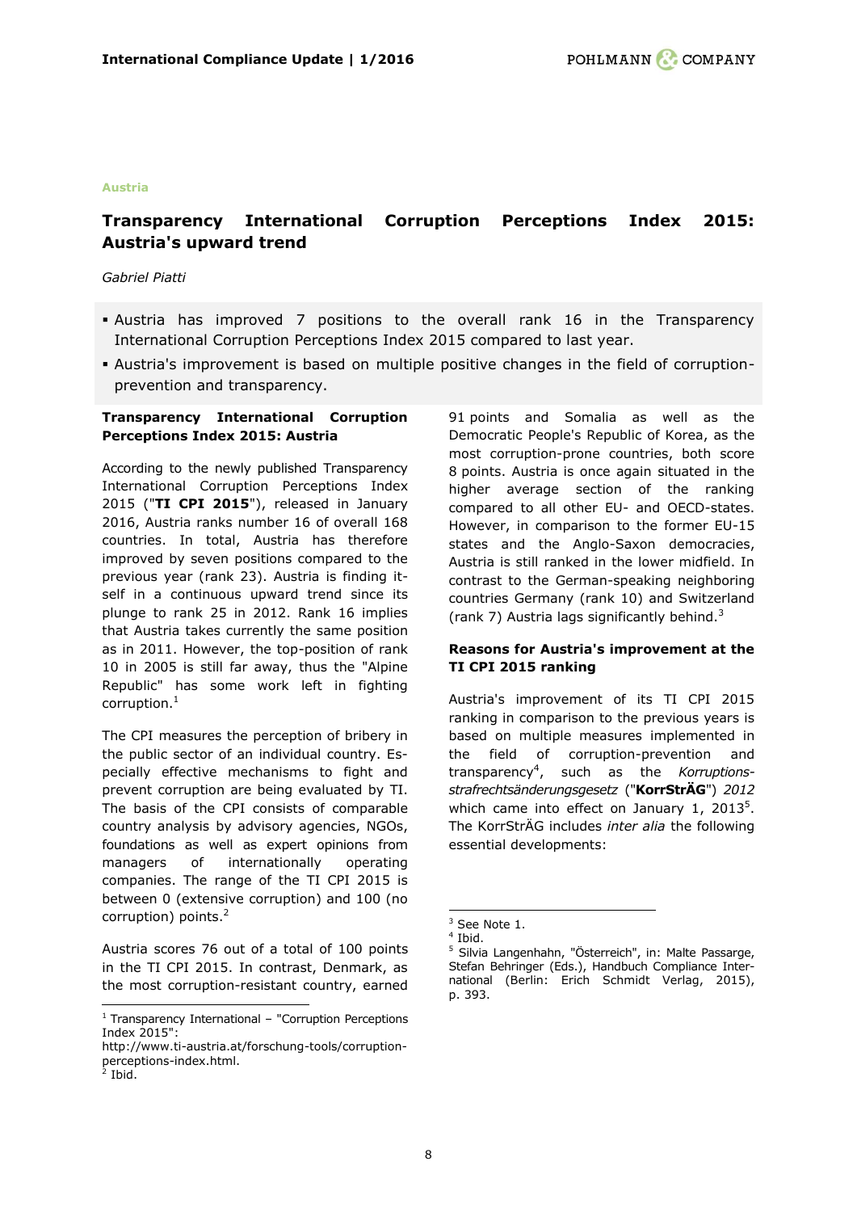Austria

# Transparency International Corruption Perceptions Index 2015: Austria's upward trend

*Gabriel Piatti*

- Austria has improved 7 positions to the overall rank 16 in the Transparency International Corruption Perceptions Index 2015 compared to last year.
- Austria's improvement is based on multiple positive changes in the field of corruption-prevention and transparency.

**Transparency International Corruption Perceptions Index 2015: Austria**

According to the newly published Transparency International Corruption Perceptions Index 2015 ("**TI CPI 2015**"), released in January 2016, Austria ranks number 16 of overall 168 countries. In total, Austria has therefore improved by seven positions compared to the previous year (rank 23). Austria is finding itself in a continuous upward trend since its plunge to rank 25 in 2012. Rank 16 implies that Austria takes currently the same position as in 2011. However, the top-position of rank 10 in 2005 is still far away, thus the "Alpine Republic" has some work left in fighting corruption.[1]

The CPI measures the perception of bribery in the public sector of an individual country. Especially effective mechanisms to fight and prevent corruption are being evaluated by TI. The basis of the CPI consists of comparable country analysis by advisory agencies, NGOs, foundations as well as expert opinions from managers of internationally operating companies. The range of the TI CPI 2015 is between 0 (extensive corruption) and 100 (no corruption) points.[2]

Austria scores 76 out of a total of 100 points in the TI CPI 2015. In contrast, Denmark, as the most corruption-resistant country, earned 91 points and Somalia as well as the Democratic People's Republic of Korea, as the most corruption-prone countries, both score 8 points. Austria is once again situated in the higher average section of the ranking compared to all other EU- and OECD-states. However, in comparison to the former EU-15 states and the Anglo-Saxon democracies, Austria is still ranked in the lower midfield. In contrast to the German-speaking neighboring countries Germany (rank 10) and Switzerland (rank 7) Austria lags significantly behind.[3]

**Reasons for Austria's improvement at the TI CPI 2015 ranking**

Austria's improvement of its TI CPI 2015 ranking in comparison to the previous years is based on multiple measures implemented in the field of corruption-prevention and transparency[4], such as the *Korruptions-strafrechtsänderungsgesetz* ("**KorrStrÄG**") *2012* which came into effect on January 1, 2013[5]. The KorrStrÄG includes *inter alia* the following essential developments:

---

[1] Transparency International – "Corruption Perceptions Index 2015": http://www.ti-austria.at/forschung-tools/corruption-perceptions-index.html.

[2] Ibid.

[3] See Note 1.

[4] Ibid.

[5] Silvia Langenhahn, "Österreich", in: Malte Passarge, Stefan Behringer (Eds.), Handbuch Compliance International (Berlin: Erich Schmidt Verlag, 2015), p. 393.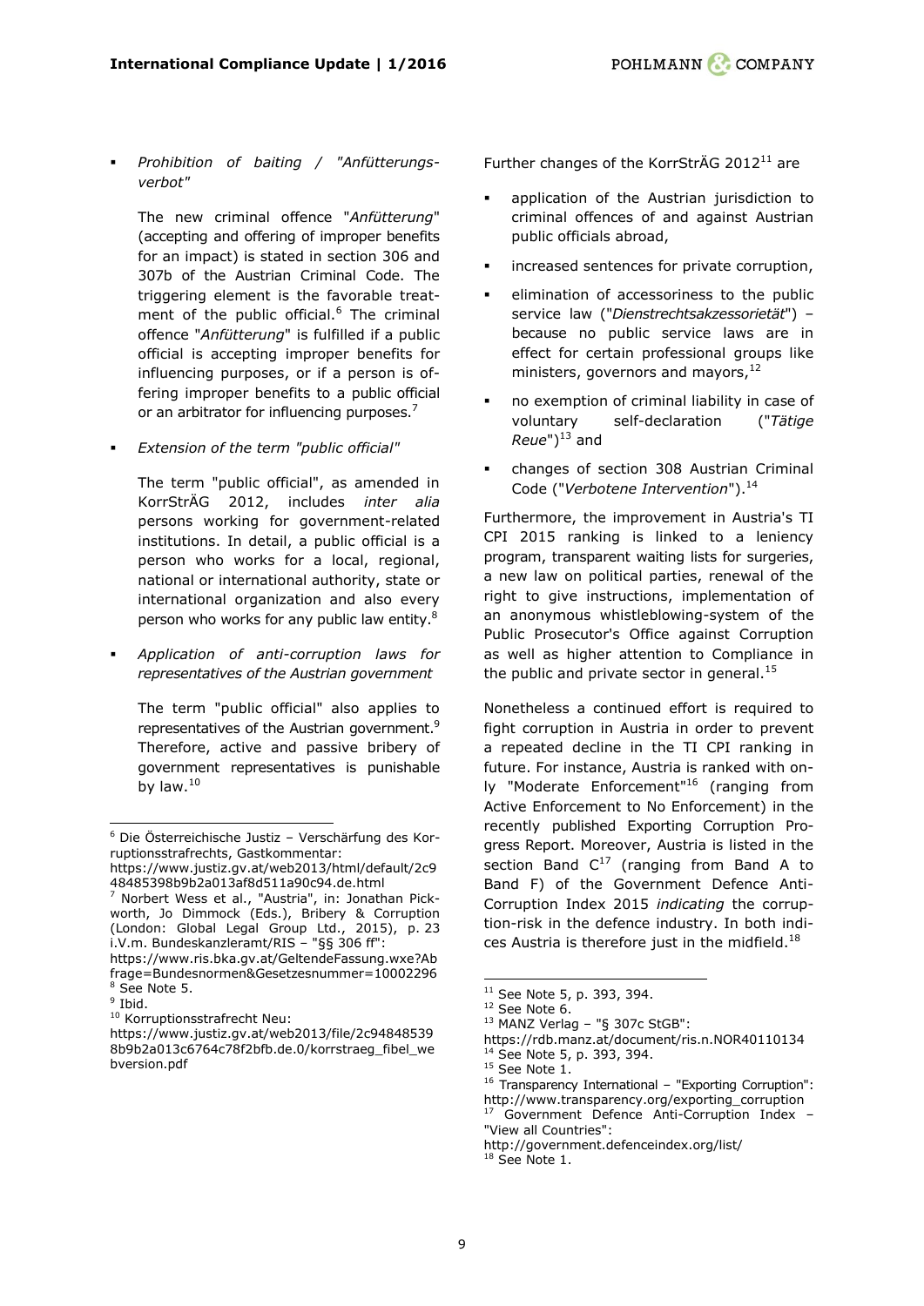- *Prohibition of baiting / "Anfütterungs-verbot"*

  The new criminal offence "*Anfütterung*" (accepting and offering of improper benefits for an impact) is stated in section 306 and 307b of the Austrian Criminal Code. The triggering element is the favorable treatment of the public official.[6] The criminal offence "*Anfütterung*" is fulfilled if a public official is accepting improper benefits for influencing purposes, or if a person is offering improper benefits to a public official or an arbitrator for influencing purposes.[7]

- *Extension of the term "public official"*

  The term "public official", as amended in KorrStrÄG 2012, includes *inter alia* persons working for government-related institutions. In detail, a public official is a person who works for a local, regional, national or international authority, state or international organization and also every person who works for any public law entity.[8]

- *Application of anti-corruption laws for representatives of the Austrian government*

  The term "public official" also applies to representatives of the Austrian government.[9] Therefore, active and passive bribery of government representatives is punishable by law.[10]

Further changes of the KorrStrÄG 2012[11] are

- application of the Austrian jurisdiction to criminal offences of and against Austrian public officials abroad,
- increased sentences for private corruption,
- elimination of accessoriness to the public service law ("*Dienstrechtsakzessorietät*") – because no public service laws are in effect for certain professional groups like ministers, governors and mayors,[12]
- no exemption of criminal liability in case of voluntary self-declaration ("*Tätige Reue*")[13] and
- changes of section 308 Austrian Criminal Code ("*Verbotene Intervention*").[14]

Furthermore, the improvement in Austria's TI CPI 2015 ranking is linked to a leniency program, transparent waiting lists for surgeries, a new law on political parties, renewal of the right to give instructions, implementation of an anonymous whistleblowing-system of the Public Prosecutor's Office against Corruption as well as higher attention to Compliance in the public and private sector in general.[15]

Nonetheless a continued effort is required to fight corruption in Austria in order to prevent a repeated decline in the TI CPI ranking in future. For instance, Austria is ranked with only "Moderate Enforcement"[16] (ranging from Active Enforcement to No Enforcement) in the recently published Exporting Corruption Progress Report. Moreover, Austria is listed in the section Band C[17] (ranging from Band A to Band F) of the Government Defence Anti-Corruption Index 2015 *indicating* the corruption-risk in the defence industry. In both indices Austria is therefore just in the midfield.[18]

---

[6] Die Österreichische Justiz – Verschärfung des Korruptionsstrafrechts, Gastkommentar: https://www.justiz.gv.at/web2013/html/default/2c948485398b9b2a013af8d511a90c94.de.html

[7] Norbert Wess et al., "Austria", in: Jonathan Pickworth, Jo Dimmock (Eds.), Bribery & Corruption (London: Global Legal Group Ltd., 2015), p. 23 i.V.m. Bundeskanzleramt/RIS – "§§ 306 ff": https://www.ris.bka.gv.at/GeltendeFassung.wxe?Abfrage=Bundesnormen&Gesetzesnummer=10002296

[8] See Note 5.

[9] Ibid.

[10] Korruptionsstrafrecht Neu: https://www.justiz.gv.at/web2013/file/2c948485398b9b2a013c6764c78f2bfb.de.0/korrstraeg_fibel_webversion.pdf

[11] See Note 5, p. 393, 394.

[12] See Note 6.

[13] MANZ Verlag – "§ 307c StGB": https://rdb.manz.at/document/ris.n.NOR40110134

[14] See Note 5, p. 393, 394.

[15] See Note 1.

[16] Transparency International – "Exporting Corruption": http://www.transparency.org/exporting_corruption

[17] Government Defence Anti-Corruption Index – "View all Countries": http://government.defenceindex.org/list/

[18] See Note 1.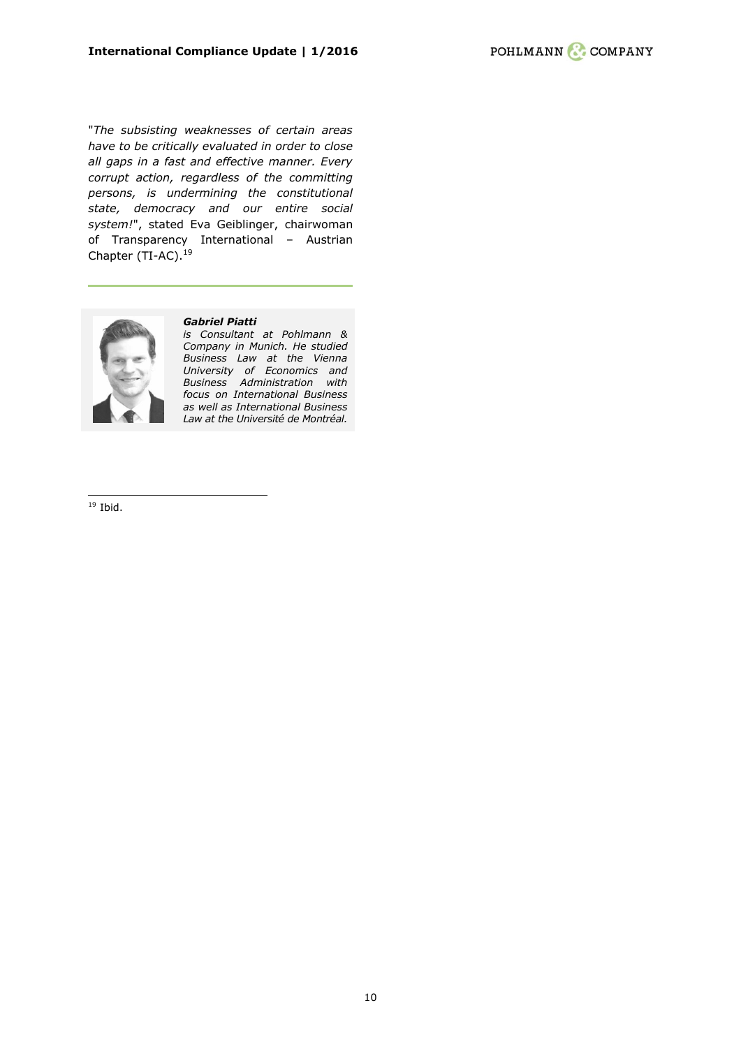"*The subsisting weaknesses of certain areas have to be critically evaluated in order to close all gaps in a fast and effective manner. Every corrupt action, regardless of the committing persons, is undermining the constitutional state, democracy and our entire social system!*", stated Eva Geiblinger, chairwoman of Transparency International – Austrian Chapter (TI-AC).[19]

---

***Gabriel Piatti***
*is Consultant at Pohlmann & Company in Munich. He studied Business Law at the Vienna University of Economics and Business Administration with focus on International Business as well as International Business Law at the Université de Montréal.*

---

[19] Ibid.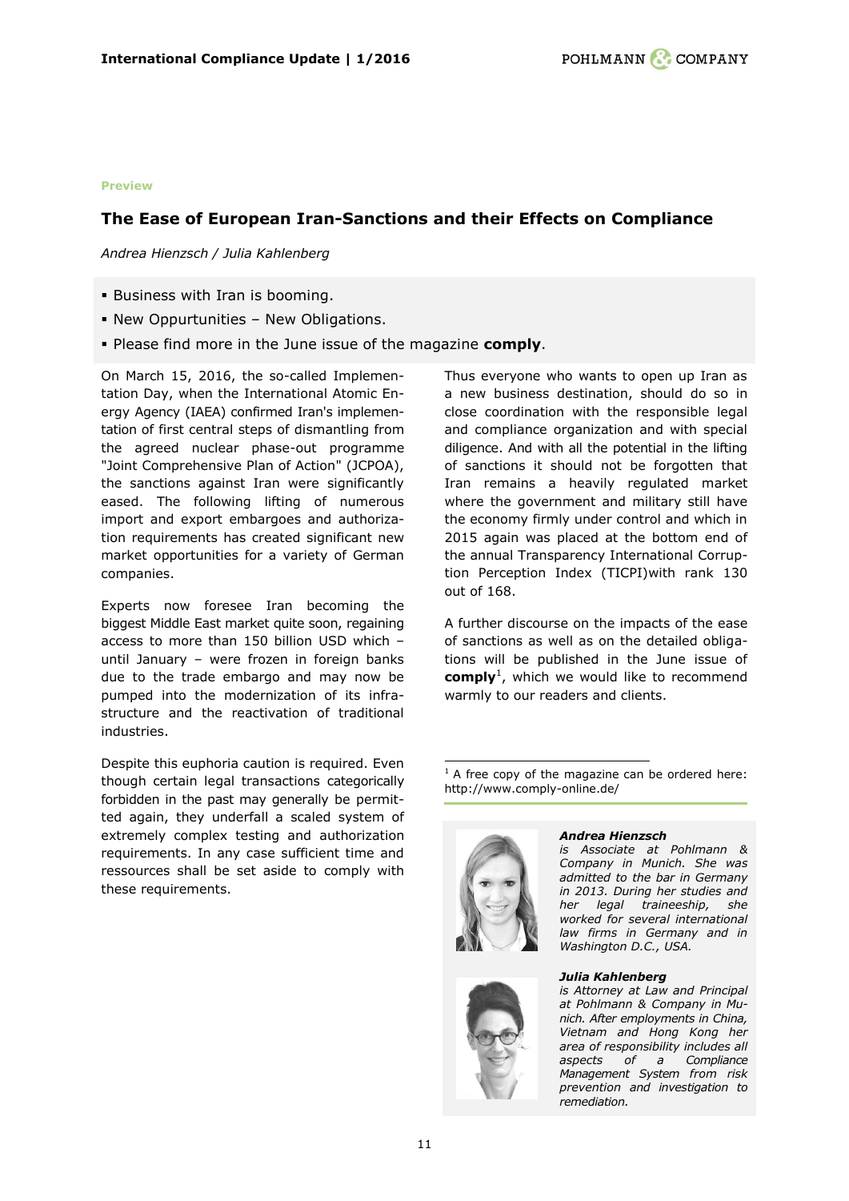Preview

## The Ease of European Iran-Sanctions and their Effects on Compliance

*Andrea Hienzsch / Julia Kahlenberg*

- Business with Iran is booming.
- New Oppurtunities – New Obligations.
- Please find more in the June issue of the magazine **comply**.

On March 15, 2016, the so-called Implementation Day, when the International Atomic Energy Agency (IAEA) confirmed Iran's implementation of first central steps of dismantling from the agreed nuclear phase-out programme "Joint Comprehensive Plan of Action" (JCPOA), the sanctions against Iran were significantly eased. The following lifting of numerous import and export embargoes and authorization requirements has created significant new market opportunities for a variety of German companies.

Experts now foresee Iran becoming the biggest Middle East market quite soon, regaining access to more than 150 billion USD which – until January – were frozen in foreign banks due to the trade embargo and may now be pumped into the modernization of its infrastructure and the reactivation of traditional industries.

Despite this euphoria caution is required. Even though certain legal transactions categorically forbidden in the past may generally be permitted again, they underfall a scaled system of extremely complex testing and authorization requirements. In any case sufficient time and ressources shall be set aside to comply with these requirements.

Thus everyone who wants to open up Iran as a new business destination, should do so in close coordination with the responsible legal and compliance organization and with special diligence. And with all the potential in the lifting of sanctions it should not be forgotten that Iran remains a heavily regulated market where the government and military still have the economy firmly under control and which in 2015 again was placed at the bottom end of the annual Transparency International Corruption Perception Index (TICPI)with rank 130 out of 168.

A further discourse on the impacts of the ease of sanctions as well as on the detailed obligations will be published in the June issue of **comply**[1], which we would like to recommend warmly to our readers and clients.

[1] A free copy of the magazine can be ordered here: http://www.comply-online.de/

***Andrea Hienzsch***
*is Associate at Pohlmann & Company in Munich. She was admitted to the bar in Germany in 2013. During her studies and her legal traineeship, she worked for several international law firms in Germany and in Washington D.C., USA.*

***Julia Kahlenberg***
*is Attorney at Law and Principal at Pohlmann & Company in Munich. After employments in China, Vietnam and Hong Kong her area of responsibility includes all aspects of a Compliance Management System from risk prevention and investigation to remediation.*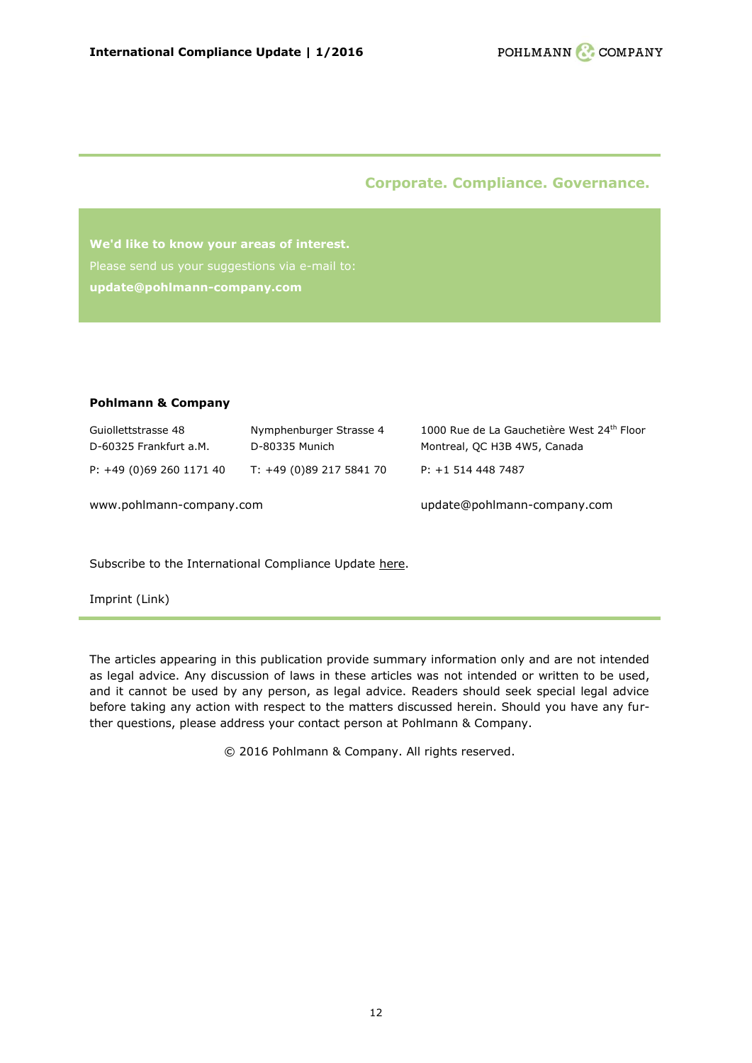**Corporate. Compliance. Governance.**

**We'd like to know your areas of interest.**
Please send us your suggestions via e-mail to:
**update@pohlmann-company.com**

**Pohlmann & Company**

| | | |
|---|---|---|
| Guiollettstrasse 48<br>D-60325 Frankfurt a.M. | Nymphenburger Strasse 4<br>D-80335 Munich | 1000 Rue de La Gauchetière West 24th Floor<br>Montreal, QC H3B 4W5, Canada |
| P: +49 (0)69 260 1171 40 | T: +49 (0)89 217 5841 70 | P: +1 514 448 7487 |

www.pohlmann-company.com

update@pohlmann-company.com

Subscribe to the International Compliance Update here.

Imprint (Link)

The articles appearing in this publication provide summary information only and are not intended as legal advice. Any discussion of laws in these articles was not intended or written to be used, and it cannot be used by any person, as legal advice. Readers should seek special legal advice before taking any action with respect to the matters discussed herein. Should you have any further questions, please address your contact person at Pohlmann & Company.

© 2016 Pohlmann & Company. All rights reserved.